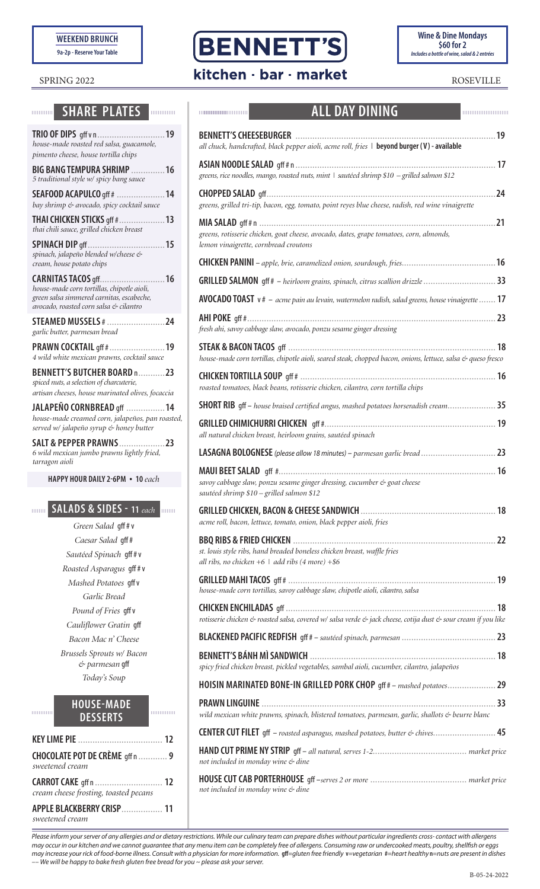**WEEKEND BRUNCH**
9a-2p - Reserve Your Table

# BENNETT'S
## kitchen · bar · market

**Wine & Dine Mondays**
**$60 for 2**
*Includes a bottle of wine, salad & 2 entrées*

SPRING 2022

ROSEVILLE

## SHARE PLATES

**TRIO OF DIPS** gff v n ........ **19**
*house-made roasted red salsa, guacamole, pimento cheese, house tortilla chips*

**BIG BANG TEMPURA SHRIMP** ........ **16**
*5 traditional style w/ spicy bang sauce*

**SEAFOOD ACAPULCO** gff # ........ **14**
*bay shrimp & avocado, spicy cocktail sauce*

**THAI CHICKEN STICKS** gff # ........ **13**
*thai chili sauce, grilled chicken breast*

**SPINACH DIP** gff ........ **15**
*spinach, jalapeño blended w/cheese & cream, house potato chips*

**CARNITAS TACOS** gff ........ **16**
*house-made corn tortillas, chipotle aioli, green salsa simmered carnitas, escabeche, avocado, roasted corn salsa & cilantro*

**STEAMED MUSSELS** # ........ **24**
*garlic butter, parmesan bread*

**PRAWN COCKTAIL** gff # ........ **19**
*4 wild white mexican prawns, cocktail sauce*

**BENNETT'S BUTCHER BOARD** n ........ **23**
*spiced nuts, a selection of charcuterie, artisan cheeses, house marinated olives, focaccia*

**JALAPEÑO CORNBREAD** gff ........ **14**
*house-made creamed corn, jalapeños, pan roasted, served w/ jalapeño syrup & honey butter*

**SALT & PEPPER PRAWNS** ........ **23**
*6 wild mexican jumbo prawns lightly fried, tarragon aioli*

**HAPPY HOUR DAILY 2-6PM • 10** *each*

## SALADS & SIDES - 11 *each*

*Green Salad* gff # v
*Caesar Salad* gff #
*Sautéed Spinach* gff # v
*Roasted Asparagus* gff # v
*Mashed Potatoes* gff v
*Garlic Bread*
*Pound of Fries* gff v
*Cauliflower Gratin* gff
*Bacon Mac n' Cheese*
*Brussels Sprouts w/ Bacon & parmesan* gff
*Today's Soup*

## HOUSE-MADE DESSERTS

**KEY LIME PIE** ........ **12**

**CHOCOLATE POT DE CRÈME** gff n ........ **9**
*sweetened cream*

**CARROT CAKE** gff n ........ **12**
*cream cheese frosting, toasted pecans*

**APPLE BLACKBERRY CRISP** ........ **11**
*sweetened cream*

## ALL DAY DINING

**BENNETT'S CHEESEBURGER** ........ **19**
*all chuck, handcrafted, black pepper aioli, acme roll, fries* | **beyond burger (V) - available**

**ASIAN NOODLE SALAD** gff # n ........ **17**
*greens, rice noodles, mango, roasted nuts, mint | sautéed shrimp $10 – grilled salmon $12*

**CHOPPED SALAD** gff ........ **24**
*greens, grilled tri-tip, bacon, egg, tomato, point reyes blue cheese, radish, red wine vinaigrette*

**MIA SALAD** gff # n ........ **21**
*greens, rotisserie chicken, goat cheese, avocado, dates, grape tomatoes, corn, almonds, lemon vinaigrette, cornbread croutons*

**CHICKEN PANINI** – *apple, brie, caramelized onion, sourdough, fries* ........ **16**

**GRILLED SALMON** gff # – *heirloom grains, spinach, citrus scallion drizzle* ........ **33**

**AVOCADO TOAST** v # – *acme pain au levain, watermelon radish, salad greens, house vinaigrette* ........ **17**

**AHI POKE** gff # ........ **23**
*fresh ahi, savoy cabbage slaw, avocado, ponzu sesame ginger dressing*

**STEAK & BACON TACOS** gff ........ **18**
*house-made corn tortillas, chipotle aioli, seared steak, chopped bacon, onions, lettuce, salsa & queso fresco*

**CHICKEN TORTILLA SOUP** gff # ........ **16**
*roasted tomatoes, black beans, rotisserie chicken, cilantro, corn tortilla chips*

**SHORT RIB** gff – *house braised certified angus, mashed potatoes horseradish cream* ........ **35**

**GRILLED CHIMICHURRI CHICKEN** gff # ........ **19**
*all natural chicken breast, heirloom grains, sautéed spinach*

**LASAGNA BOLOGNESE** *(please allow 18 minutes) – parmesan garlic bread* ........ **23**

**MAUI BEET SALAD** gff # ........ **16**
*savoy cabbage slaw, ponzu sesame ginger dressing, cucumber & goat cheese sautéed shrimp $10 – grilled salmon $12*

**GRILLED CHICKEN, BACON & CHEESE SANDWICH** ........ **18**
*acme roll, bacon, lettuce, tomato, onion, black pepper aioli, fries*

**BBQ RIBS & FRIED CHICKEN** ........ **22**
*st. louis style ribs, hand breaded boneless chicken breast, waffle fries all ribs, no chicken +6 | add ribs (4 more) +$6*

**GRILLED MAHI TACOS** gff # ........ **19**
*house-made corn tortillas, savoy cabbage slaw, chipotle aioli, cilantro, salsa*

**CHICKEN ENCHILADAS** gff ........ **18**
*rotisserie chicken & roasted salsa, covered w/ salsa verde & jack cheese, cotija dust & sour cream if you like*

**BLACKENED PACIFIC REDFISH** gff # – *sautéed spinach, parmesan* ........ **23**

**BENNETT'S BÁNH MÌ SANDWICH** ........ **18**
*spicy fried chicken breast, pickled vegetables, sambal aioli, cucumber, cilantro, jalapeños*

**HOISIN MARINATED BONE-IN GRILLED PORK CHOP** gff # – *mashed potatoes* ........ **29**

**PRAWN LINGUINE** ........ **33**
*wild mexican white prawns, spinach, blistered tomatoes, parmesan, garlic, shallots & beurre blanc*

**CENTER CUT FILET** gff – *roasted asparagus, mashed potatoes, butter & chives* ........ **45**

**HAND CUT PRIME NY STRIP** gff – *all natural, serves 1-2* ........ *market price*
*not included in monday wine & dine*

**HOUSE CUT CAB PORTERHOUSE** gff – *serves 2 or more* ........ *market price*
*not included in monday wine & dine*

*Please inform your server of any allergies and or dietary restrictions. While our culinary team can prepare dishes without particular ingredients cross- contact with allergens may occur in our kitchen and we cannot guarantee that any menu item can be completely free of allergens. Consuming raw or undercooked meats, poultry, shellfish or eggs may increase your rick of food-borne illness. Consult with a physician for more information.* **gff**=*gluten free friendly* **v**=*vegetarian* **#**=*heart healthy* **n**=*nuts are present in dishes –– We will be happy to bake fresh gluten free bread for you ~ please ask your server.*

B-05-24-2022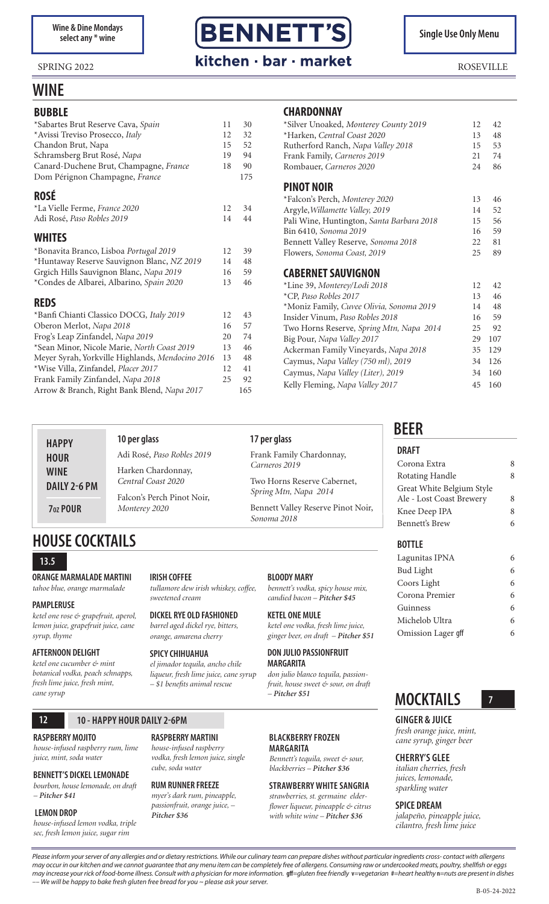**Wine & Dine Mondays select any * wine**

SPRING 2022

# BENNETT'S

kitchen · bar · market

**Single Use Only Menu**

ROSEVILLE

# WINE

## BUBBLE

| | | |
|---|---|---|
| *Sabartes Brut Reserve Cava, *Spain* | 11 | 30 |
| *Avissi Treviso Prosecco, *Italy* | 12 | 32 |
| Chandon Brut, Napa | 15 | 52 |
| Schramsberg Brut Rosé, *Napa* | 19 | 94 |
| Canard-Duchene Brut, Champagne, *France* | 18 | 90 |
| Dom Pérignon Champagne, *France* | | 175 |

## ROSÉ

| | | |
|---|---|---|
| *La Vielle Ferme, *France 2020* | 12 | 34 |
| Adi Rosé, *Paso Robles 2019* | 14 | 44 |

## WHITES

| | | |
|---|---|---|
| *Bonavita Branco, Lisboa *Portugal 2019* | 12 | 39 |
| *Huntaway Reserve Sauvignon Blanc, *NZ 2019* | 14 | 48 |
| Grgich Hills Sauvignon Blanc, *Napa 2019* | 16 | 59 |
| *Condes de Albarei, Albarino, *Spain 2020* | 13 | 46 |

## REDS

| | | |
|---|---|---|
| *Banfi Chianti Classico DOCG, *Italy 2019* | 12 | 43 |
| Oberon Merlot, *Napa 2018* | 16 | 57 |
| Frog's Leap Zinfandel, *Napa 2019* | 20 | 74 |
| *Sean Minor, Nicole Marie, *North Coast 2019* | 13 | 46 |
| Meyer Syrah, Yorkville Highlands, *Mendocino 2016* | 13 | 48 |
| *Wise Villa, Zinfandel, *Placer 2017* | 12 | 41 |
| Frank Family Zinfandel, *Napa 2018* | 25 | 92 |
| Arrow & Branch, Right Bank Blend, *Napa 2017* | | 165 |

## CHARDONNAY

| | | |
|---|---|---|
| *Silver Unoaked, *Monterey County 2019* | 12 | 42 |
| *Harken, *Central Coast 2020* | 13 | 48 |
| Rutherford Ranch, *Napa Valley 2018* | 15 | 53 |
| Frank Family, *Carneros 2019* | 21 | 74 |
| Rombauer, *Carneros 2020* | 24 | 86 |

## PINOT NOIR

| | | |
|---|---|---|
| *Falcon's Perch, *Monterey 2020* | 13 | 46 |
| Argyle, *Willamette Valley, 2019* | 14 | 52 |
| Pali Wine, Huntington, *Santa Barbara 2018* | 15 | 56 |
| Bin 6410, *Sonoma 2019* | 16 | 59 |
| Bennett Valley Reserve, *Sonoma 2018* | 22 | 81 |
| Flowers, *Sonoma Coast, 2019* | 25 | 89 |

## CABERNET SAUVIGNON

| | | |
|---|---|---|
| *Line 39, *Monterey/Lodi 2018* | 12 | 42 |
| *CP, *Paso Robles 2017* | 13 | 46 |
| *Moniz Family, *Cuvee Olivia, Sonoma 2019* | 14 | 48 |
| Insider Vinum, *Paso Robles 2018* | 16 | 59 |
| Two Horns Reserve, *Spring Mtn, Napa 2014* | 25 | 92 |
| Big Pour, *Napa Valley 2017* | 29 | 107 |
| Ackerman Family Vineyards, *Napa 2018* | 35 | 129 |
| Caymus, *Napa Valley (750 ml), 2019* | 34 | 126 |
| Caymus, *Napa Valley (Liter), 2019* | 34 | 160 |
| Kelly Fleming, *Napa Valley 2017* | 45 | 160 |

**HAPPY HOUR WINE DAILY 2-6 PM**

**7oz POUR**

**10 per glass**

Adi Rosé, *Paso Robles 2019*

Harken Chardonnay, *Central Coast 2020*

Falcon's Perch Pinot Noir, *Monterey 2020*

**17 per glass**

Frank Family Chardonnay, *Carneros 2019*

Two Horns Reserve Cabernet, *Spring Mtn, Napa 2014*

Bennett Valley Reserve Pinot Noir, *Sonoma 2018*

# HOUSE COCKTAILS

**13.5**

**ORANGE MARMALADE MARTINI**
*tahoe blue, orange marmalade*

**PAMPLERUSE**
*ketel one rose & grapefruit, aperol, lemon juice, grapefruit juice, cane syrup, thyme*

**AFTERNOON DELIGHT**
*ketel one cucumber & mint botanical vodka, peach schnapps, fresh lime juice, fresh mint, cane syrup*

**IRISH COFFEE**
*tullamore dew irish whiskey, coffee, sweetened cream*

**DICKEL RYE OLD FASHIONED**
*barrel aged dickel rye, bitters, orange, amarena cherry*

**SPICY CHIHUAHUA**
*el jimador tequila, ancho chile liqueur, fresh lime juice, cane syrup – $1 benefits animal rescue*

**BLOODY MARY**
*bennett's vodka, spicy house mix, candied bacon – **Pitcher $45***

**KETEL ONE MULE**
*ketel one vodka, fresh lime juice, ginger beer, on draft – **Pitcher $51***

**DON JULIO PASSIONFRUIT MARGARITA**
*don julio blanco tequila, passion-fruit, house sweet & sour, on draft – **Pitcher $51***

**12** **10 - HAPPY HOUR DAILY 2-6PM**

**RASPBERRY MOJITO**
*house-infused raspberry rum, lime juice, mint, soda water*

**BENNETT'S DICKEL LEMONADE**
*bourbon, house lemonade, on draft – **Pitcher $41***

**LEMON DROP**
*house-infused lemon vodka, triple sec, fresh lemon juice, sugar rim*

**RASPBERRY MARTINI**
*house-infused raspberry vodka, fresh lemon juice, single cube, soda water*

**RUM RUNNER FREEZE**
*myer's dark rum, pineapple, passionfruit, orange juice, – **Pitcher $36***

**BLACKBERRY FROZEN MARGARITA**
*Bennett's tequila, sweet & sour, blackberries – **Pitcher $36***

**STRAWBERRY WHITE SANGRIA**
*strawberries, st. germaine elder-flower liqueur, pineapple & citrus with white wine – **Pitcher $36***

# BEER

## DRAFT

| | |
|---|---|
| Corona Extra | 8 |
| Rotating Handle | 8 |
| Great White Belgium Style Ale - Lost Coast Brewery | 8 |
| Knee Deep IPA | 8 |
| Bennett's Brew | 6 |

## BOTTLE

| | |
|---|---|
| Lagunitas IPNA | 6 |
| Bud Light | 6 |
| Coors Light | 6 |
| Corona Premier | 6 |
| Guinness | 6 |
| Michelob Ultra | 6 |
| Omission Lager gff | 6 |

# MOCKTAILS **7**

**GINGER & JUICE**
*fresh orange juice, mint, cane syrup, ginger beer*

**CHERRY'S GLEE**
*italian cherries, fresh juices, lemonade, sparkling water*

**SPICE DREAM**
*jalapeño, pineapple juice, cilantro, fresh lime juice*

*Please inform your server of any allergies and or dietary restrictions. While our culinary team can prepare dishes without particular ingredients cross- contact with allergens may occur in our kitchen and we cannot guarantee that any menu item can be completely free of allergens. Consuming raw or undercooked meats, poultry, shellfish or eggs may increase your rick of food-borne illness. Consult with a physician for more information. **gff**=gluten free friendly **v**=vegetarian **♯**=heart healthy **n**=nuts are present in dishes –– We will be happy to bake fresh gluten free bread for you ~ please ask your server.*

B-05-24-2022